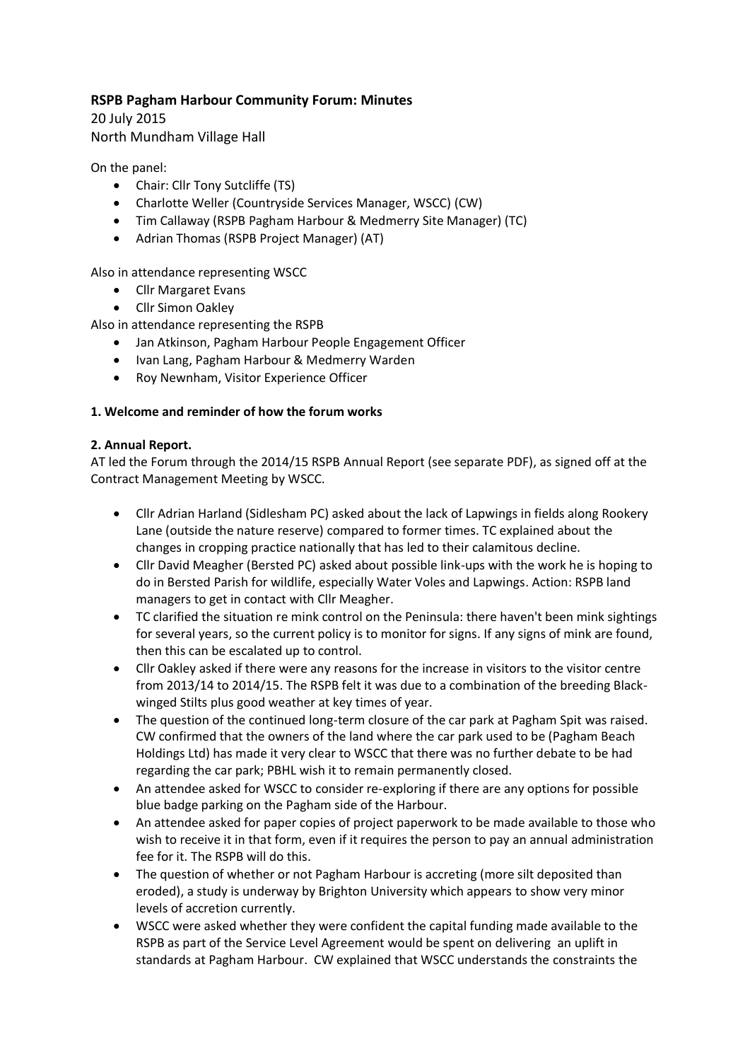**RSPB Pagham Harbour Community Forum: Minutes**

20 July 2015

North Mundham Village Hall

On the panel:

- Chair: Cllr Tony Sutcliffe (TS)
- Charlotte Weller (Countryside Services Manager, WSCC) (CW)
- Tim Callaway (RSPB Pagham Harbour & Medmerry Site Manager) (TC)
- Adrian Thomas (RSPB Project Manager) (AT)

Also in attendance representing WSCC

- Cllr Margaret Evans
- Cllr Simon Oakley

Also in attendance representing the RSPB

- Jan Atkinson, Pagham Harbour People Engagement Officer
- Ivan Lang, Pagham Harbour & Medmerry Warden
- Roy Newnham, Visitor Experience Officer

**1. Welcome and reminder of how the forum works**

**2. Annual Report.**

AT led the Forum through the 2014/15 RSPB Annual Report (see separate PDF), as signed off at the Contract Management Meeting by WSCC.

- Cllr Adrian Harland (Sidlesham PC) asked about the lack of Lapwings in fields along Rookery Lane (outside the nature reserve) compared to former times. TC explained about the changes in cropping practice nationally that has led to their calamitous decline.
- Cllr David Meagher (Bersted PC) asked about possible link-ups with the work he is hoping to do in Bersted Parish for wildlife, especially Water Voles and Lapwings. Action: RSPB land managers to get in contact with Cllr Meagher.
- TC clarified the situation re mink control on the Peninsula: there haven't been mink sightings for several years, so the current policy is to monitor for signs. If any signs of mink are found, then this can be escalated up to control.
- Cllr Oakley asked if there were any reasons for the increase in visitors to the visitor centre from 2013/14 to 2014/15. The RSPB felt it was due to a combination of the breeding Black-winged Stilts plus good weather at key times of year.
- The question of the continued long-term closure of the car park at Pagham Spit was raised. CW confirmed that the owners of the land where the car park used to be (Pagham Beach Holdings Ltd) has made it very clear to WSCC that there was no further debate to be had regarding the car park; PBHL wish it to remain permanently closed.
- An attendee asked for WSCC to consider re-exploring if there are any options for possible blue badge parking on the Pagham side of the Harbour.
- An attendee asked for paper copies of project paperwork to be made available to those who wish to receive it in that form, even if it requires the person to pay an annual administration fee for it. The RSPB will do this.
- The question of whether or not Pagham Harbour is accreting (more silt deposited than eroded), a study is underway by Brighton University which appears to show very minor levels of accretion currently.
- WSCC were asked whether they were confident the capital funding made available to the RSPB as part of the Service Level Agreement would be spent on delivering an uplift in standards at Pagham Harbour. CW explained that WSCC understands the constraints the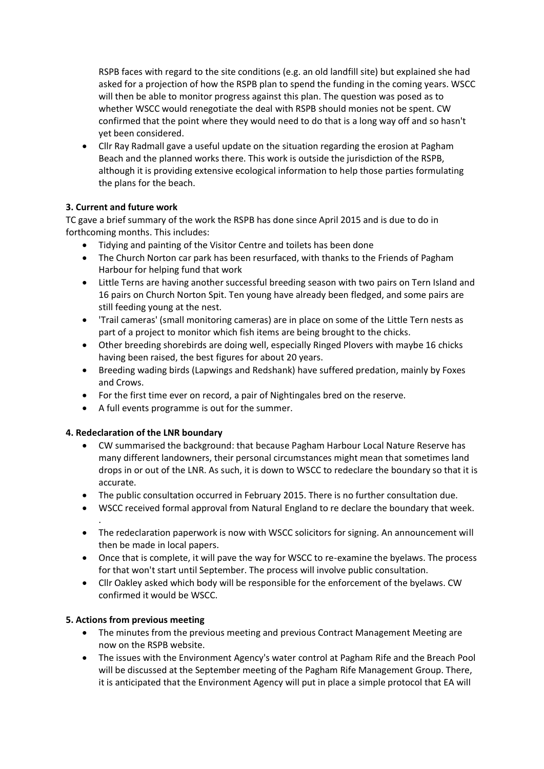RSPB faces with regard to the site conditions (e.g. an old landfill site) but explained she had asked for a projection of how the RSPB plan to spend the funding in the coming years. WSCC will then be able to monitor progress against this plan. The question was posed as to whether WSCC would renegotiate the deal with RSPB should monies not be spent. CW confirmed that the point where they would need to do that is a long way off and so hasn't yet been considered.

- Cllr Ray Radmall gave a useful update on the situation regarding the erosion at Pagham Beach and the planned works there. This work is outside the jurisdiction of the RSPB, although it is providing extensive ecological information to help those parties formulating the plans for the beach.

**3. Current and future work**

TC gave a brief summary of the work the RSPB has done since April 2015 and is due to do in forthcoming months. This includes:

- Tidying and painting of the Visitor Centre and toilets has been done
- The Church Norton car park has been resurfaced, with thanks to the Friends of Pagham Harbour for helping fund that work
- Little Terns are having another successful breeding season with two pairs on Tern Island and 16 pairs on Church Norton Spit. Ten young have already been fledged, and some pairs are still feeding young at the nest.
- 'Trail cameras' (small monitoring cameras) are in place on some of the Little Tern nests as part of a project to monitor which fish items are being brought to the chicks.
- Other breeding shorebirds are doing well, especially Ringed Plovers with maybe 16 chicks having been raised, the best figures for about 20 years.
- Breeding wading birds (Lapwings and Redshank) have suffered predation, mainly by Foxes and Crows.
- For the first time ever on record, a pair of Nightingales bred on the reserve.
- A full events programme is out for the summer.

**4. Redeclaration of the LNR boundary**

- CW summarised the background: that because Pagham Harbour Local Nature Reserve has many different landowners, their personal circumstances might mean that sometimes land drops in or out of the LNR. As such, it is down to WSCC to redeclare the boundary so that it is accurate.
- The public consultation occurred in February 2015. There is no further consultation due.
- WSCC received formal approval from Natural England to re declare the boundary that week.
  .
- The redeclaration paperwork is now with WSCC solicitors for signing. An announcement will then be made in local papers.
- Once that is complete, it will pave the way for WSCC to re-examine the byelaws. The process for that won't start until September. The process will involve public consultation.
- Cllr Oakley asked which body will be responsible for the enforcement of the byelaws. CW confirmed it would be WSCC.

**5. Actions from previous meeting**

- The minutes from the previous meeting and previous Contract Management Meeting are now on the RSPB website.
- The issues with the Environment Agency's water control at Pagham Rife and the Breach Pool will be discussed at the September meeting of the Pagham Rife Management Group. There, it is anticipated that the Environment Agency will put in place a simple protocol that EA will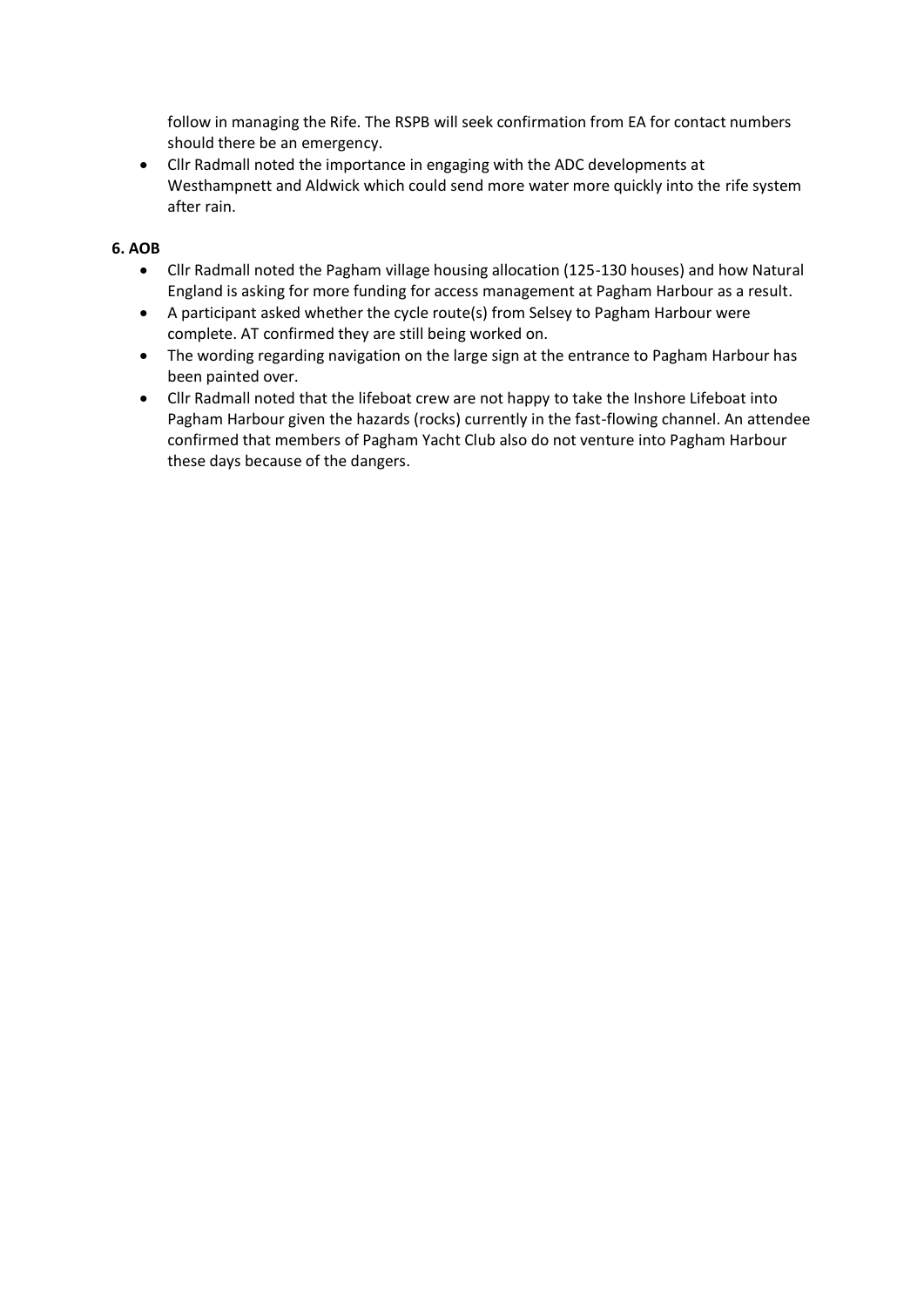follow in managing the Rife. The RSPB will seek confirmation from EA for contact numbers should there be an emergency.

- Cllr Radmall noted the importance in engaging with the ADC developments at Westhampnett and Aldwick which could send more water more quickly into the rife system after rain.

**6. AOB**

- Cllr Radmall noted the Pagham village housing allocation (125-130 houses) and how Natural England is asking for more funding for access management at Pagham Harbour as a result.
- A participant asked whether the cycle route(s) from Selsey to Pagham Harbour were complete. AT confirmed they are still being worked on.
- The wording regarding navigation on the large sign at the entrance to Pagham Harbour has been painted over.
- Cllr Radmall noted that the lifeboat crew are not happy to take the Inshore Lifeboat into Pagham Harbour given the hazards (rocks) currently in the fast-flowing channel. An attendee confirmed that members of Pagham Yacht Club also do not venture into Pagham Harbour these days because of the dangers.